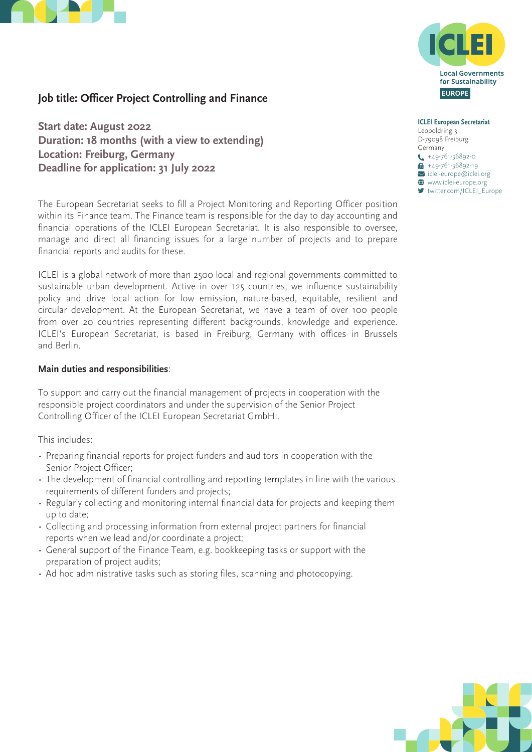ICLEI
Local Governments for Sustainability
EUROPE

**ICLEI European Secretariat**
Leopoldring 3
D-79098 Freiburg
Germany
+49-761-36892-0
+49-761-36892-19
iclei-europe@iclei.org
www.iclei-europe.org
twitter.com/ICLEI_Europe

## Job title: Officer Project Controlling and Finance

**Start date: August 2022**
**Duration: 18 months (with a view to extending)**
**Location: Freiburg, Germany**
**Deadline for application: 31 July 2022**

The European Secretariat seeks to fill a Project Monitoring and Reporting Officer position within its Finance team. The Finance team is responsible for the day to day accounting and financial operations of the ICLEI European Secretariat. It is also responsible to oversee, manage and direct all financing issues for a large number of projects and to prepare financial reports and audits for these.

ICLEI is a global network of more than 2500 local and regional governments committed to sustainable urban development. Active in over 125 countries, we influence sustainability policy and drive local action for low emission, nature-based, equitable, resilient and circular development. At the European Secretariat, we have a team of over 100 people from over 20 countries representing different backgrounds, knowledge and experience. ICLEI's European Secretariat, is based in Freiburg, Germany with offices in Brussels and Berlin.

**Main duties and responsibilities**:

To support and carry out the financial management of projects in cooperation with the responsible project coordinators and under the supervision of the Senior Project Controlling Officer of the ICLEI European Secretariat GmbH:.

This includes:

- Preparing financial reports for project funders and auditors in cooperation with the Senior Project Officer;
- The development of financial controlling and reporting templates in line with the various requirements of different funders and projects;
- Regularly collecting and monitoring internal financial data for projects and keeping them up to date;
- Collecting and processing information from external project partners for financial reports when we lead and/or coordinate a project;
- General support of the Finance Team, e.g. bookkeeping tasks or support with the preparation of project audits;
- Ad hoc administrative tasks such as storing files, scanning and photocopying.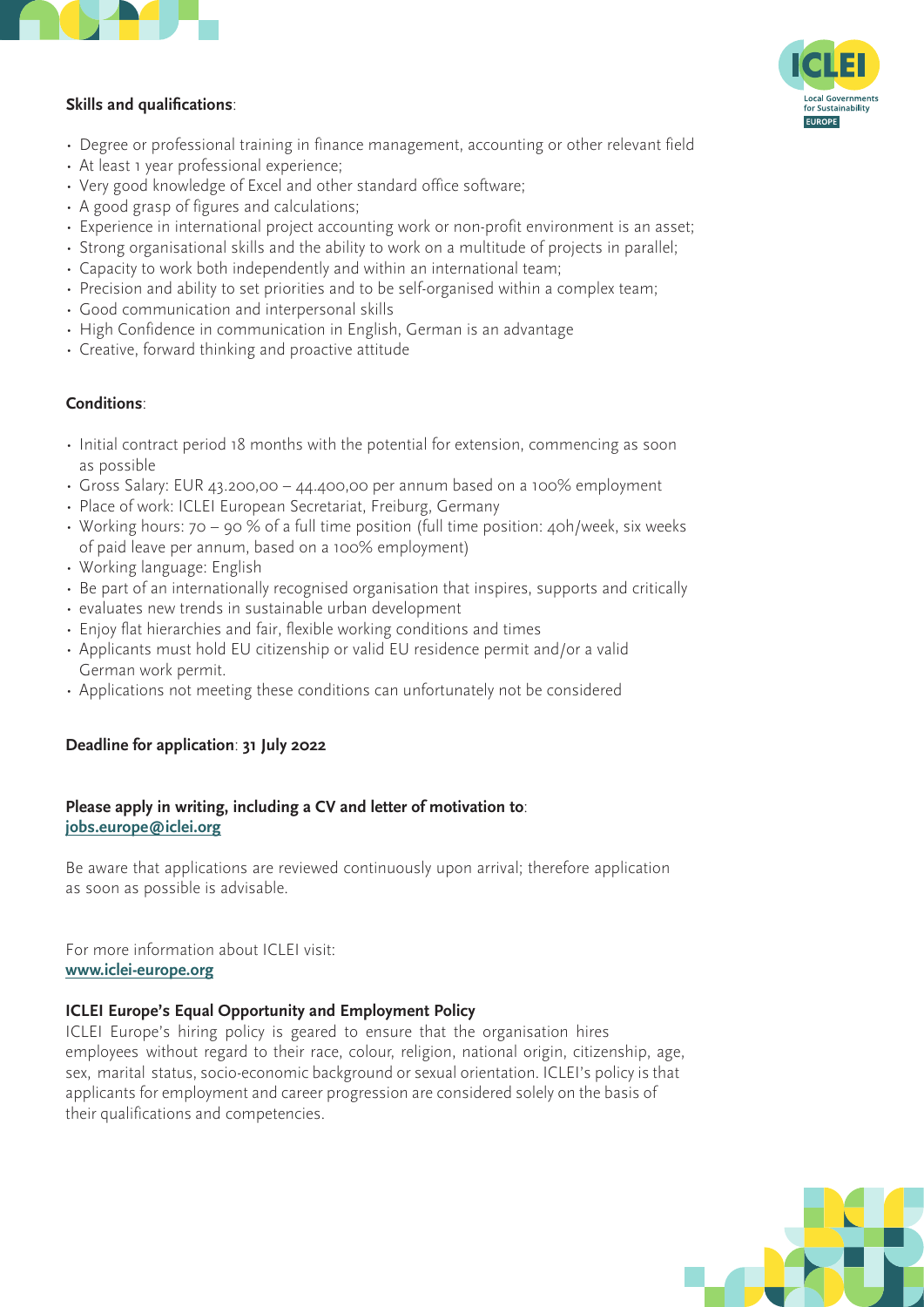**Skills and qualifications**:

- Degree or professional training in finance management, accounting or other relevant field
- At least 1 year professional experience;
- Very good knowledge of Excel and other standard office software;
- A good grasp of figures and calculations;
- Experience in international project accounting work or non-profit environment is an asset;
- Strong organisational skills and the ability to work on a multitude of projects in parallel;
- Capacity to work both independently and within an international team;
- Precision and ability to set priorities and to be self-organised within a complex team;
- Good communication and interpersonal skills
- High Confidence in communication in English, German is an advantage
- Creative, forward thinking and proactive attitude

**Conditions**:

- Initial contract period 18 months with the potential for extension, commencing as soon as possible
- Gross Salary: EUR 43.200,00 – 44.400,00 per annum based on a 100% employment
- Place of work: ICLEI European Secretariat, Freiburg, Germany
- Working hours: 70 – 90 % of a full time position (full time position: 40h/week, six weeks of paid leave per annum, based on a 100% employment)
- Working language: English
- Be part of an internationally recognised organisation that inspires, supports and critically
- evaluates new trends in sustainable urban development
- Enjoy flat hierarchies and fair, flexible working conditions and times
- Applicants must hold EU citizenship or valid EU residence permit and/or a valid German work permit.
- Applications not meeting these conditions can unfortunately not be considered

**Deadline for application**: **31 July 2022**

**Please apply in writing, including a CV and letter of motivation to**:
**jobs.europe@iclei.org**

Be aware that applications are reviewed continuously upon arrival; therefore application as soon as possible is advisable.

For more information about ICLEI visit:
**www.iclei-europe.org**

**ICLEI Europe's Equal Opportunity and Employment Policy**

ICLEI Europe's hiring policy is geared to ensure that the organisation hires employees without regard to their race, colour, religion, national origin, citizenship, age, sex, marital status, socio-economic background or sexual orientation. ICLEI's policy is that applicants for employment and career progression are considered solely on the basis of their qualifications and competencies.